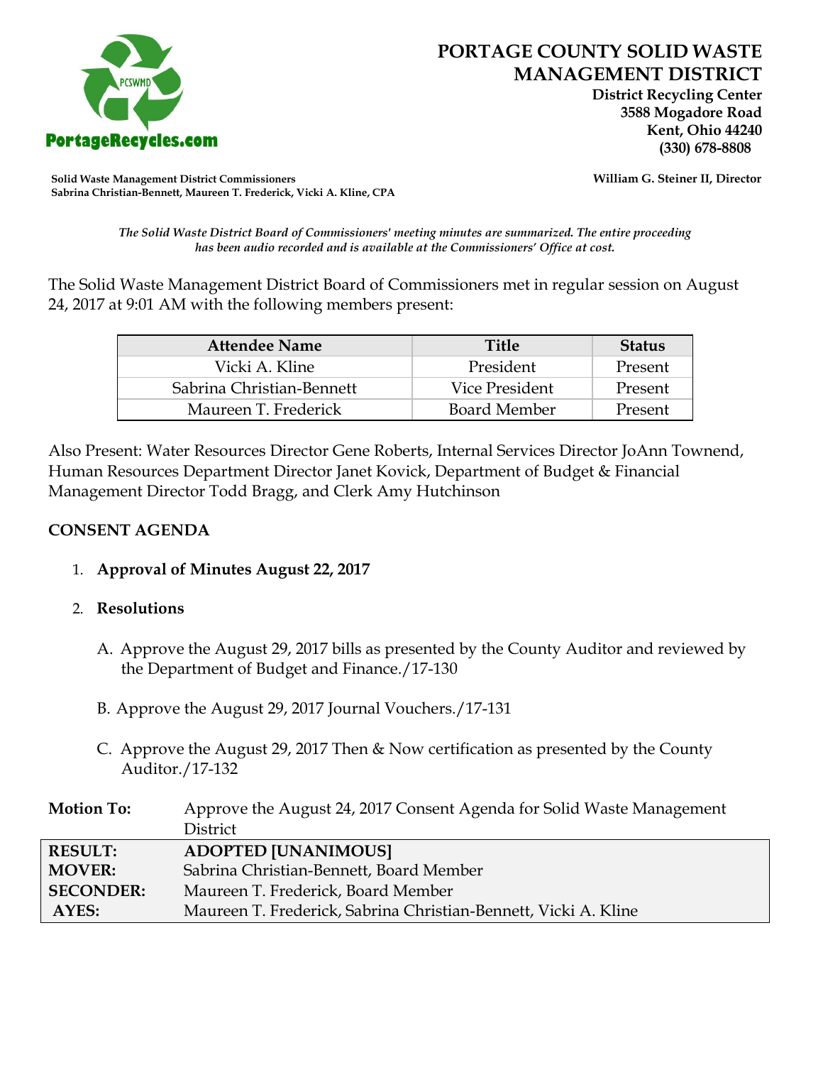# PORTAGE COUNTY SOLID WASTE MANAGEMENT DISTRICT

**District Recycling Center**
**3588 Mogadore Road**
**Kent, Ohio 44240**
**(330) 678-8808**

PortageRecycles.com

**Solid Waste Management District Commissioners**
**Sabrina Christian-Bennett, Maureen T. Frederick, Vicki A. Kline, CPA**

**William G. Steiner II, Director**

***The Solid Waste District Board of Commissioners' meeting minutes are summarized. The entire proceeding has been audio recorded and is available at the Commissioners' Office at cost.***

The Solid Waste Management District Board of Commissioners met in regular session on August 24, 2017 at 9:01 AM with the following members present:

| Attendee Name | Title | Status |
| --- | --- | --- |
| Vicki A. Kline | President | Present |
| Sabrina Christian-Bennett | Vice President | Present |
| Maureen T. Frederick | Board Member | Present |

Also Present: Water Resources Director Gene Roberts, Internal Services Director JoAnn Townend, Human Resources Department Director Janet Kovick, Department of Budget & Financial Management Director Todd Bragg, and Clerk Amy Hutchinson

## CONSENT AGENDA

1. **Approval of Minutes August 22, 2017**

2. **Resolutions**

   A. Approve the August 29, 2017 bills as presented by the County Auditor and reviewed by the Department of Budget and Finance./17-130

   B. Approve the August 29, 2017 Journal Vouchers./17-131

   C. Approve the August 29, 2017 Then & Now certification as presented by the County Auditor./17-132

**Motion To:** Approve the August 24, 2017 Consent Agenda for Solid Waste Management District

| | |
| --- | --- |
| **RESULT:** | **ADOPTED [UNANIMOUS]** |
| **MOVER:** | Sabrina Christian-Bennett, Board Member |
| **SECONDER:** | Maureen T. Frederick, Board Member |
| **AYES:** | Maureen T. Frederick, Sabrina Christian-Bennett, Vicki A. Kline |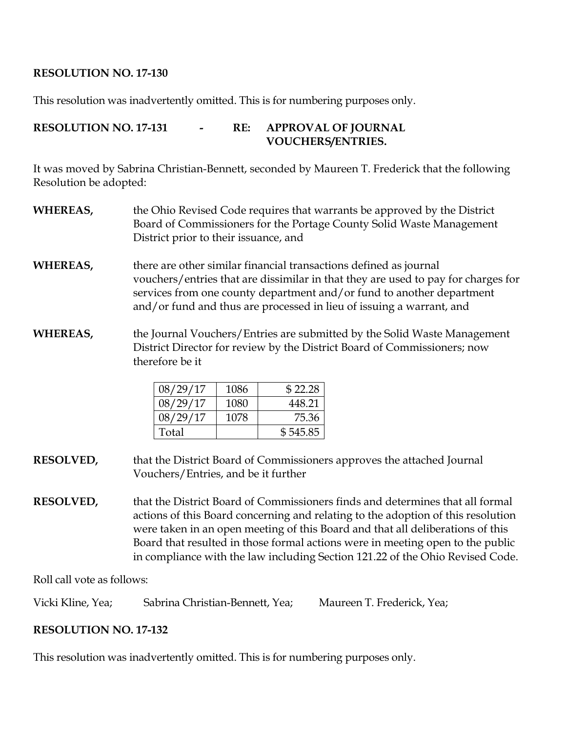**RESOLUTION NO. 17-130**

This resolution was inadvertently omitted. This is for numbering purposes only.

**RESOLUTION NO. 17-131 - RE: APPROVAL OF JOURNAL VOUCHERS/ENTRIES.**

It was moved by Sabrina Christian-Bennett, seconded by Maureen T. Frederick that the following Resolution be adopted:

**WHEREAS,** the Ohio Revised Code requires that warrants be approved by the District Board of Commissioners for the Portage County Solid Waste Management District prior to their issuance, and

**WHEREAS,** there are other similar financial transactions defined as journal vouchers/entries that are dissimilar in that they are used to pay for charges for services from one county department and/or fund to another department and/or fund and thus are processed in lieu of issuing a warrant, and

**WHEREAS,** the Journal Vouchers/Entries are submitted by the Solid Waste Management District Director for review by the District Board of Commissioners; now therefore be it

| | | |
|---|---|---:|
| 08/29/17 | 1086 | $ 22.28 |
| 08/29/17 | 1080 | 448.21 |
| 08/29/17 | 1078 | 75.36 |
| Total | | $ 545.85 |

**RESOLVED,** that the District Board of Commissioners approves the attached Journal Vouchers/Entries, and be it further

**RESOLVED,** that the District Board of Commissioners finds and determines that all formal actions of this Board concerning and relating to the adoption of this resolution were taken in an open meeting of this Board and that all deliberations of this Board that resulted in those formal actions were in meeting open to the public in compliance with the law including Section 121.22 of the Ohio Revised Code.

Roll call vote as follows:

Vicki Kline, Yea; Sabrina Christian-Bennett, Yea; Maureen T. Frederick, Yea;

**RESOLUTION NO. 17-132**

This resolution was inadvertently omitted. This is for numbering purposes only.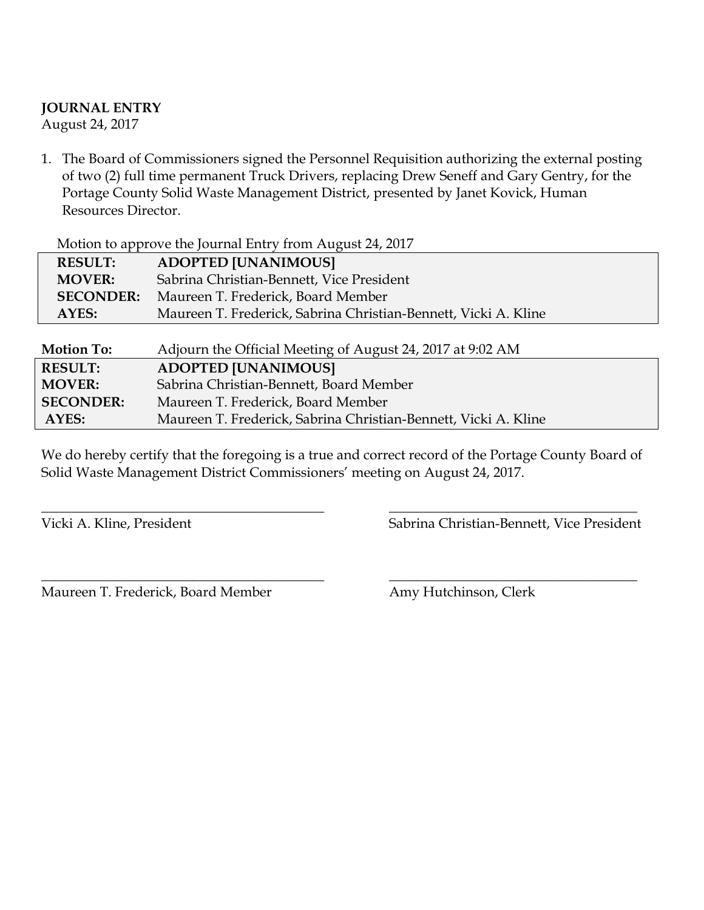**JOURNAL ENTRY**
August 24, 2017

1. The Board of Commissioners signed the Personnel Requisition authorizing the external posting of two (2) full time permanent Truck Drivers, replacing Drew Seneff and Gary Gentry, for the Portage County Solid Waste Management District, presented by Janet Kovick, Human Resources Director.

Motion to approve the Journal Entry from August 24, 2017

| | |
|---|---|
| **RESULT:** | **ADOPTED [UNANIMOUS]** |
| **MOVER:** | Sabrina Christian-Bennett, Vice President |
| **SECONDER:** | Maureen T. Frederick, Board Member |
| **AYES:** | Maureen T. Frederick, Sabrina Christian-Bennett, Vicki A. Kline |

| **Motion To:** | Adjourn the Official Meeting of August 24, 2017 at 9:02 AM |
|---|---|
| **RESULT:** | **ADOPTED [UNANIMOUS]** |
| **MOVER:** | Sabrina Christian-Bennett, Board Member |
| **SECONDER:** | Maureen T. Frederick, Board Member |
| **AYES:** | Maureen T. Frederick, Sabrina Christian-Bennett, Vicki A. Kline |

We do hereby certify that the foregoing is a true and correct record of the Portage County Board of Solid Waste Management District Commissioners' meeting on August 24, 2017.

\_\_\_\_\_\_\_\_\_\_\_\_\_\_\_\_\_\_\_\_\_\_\_\_\_\_\_\_\_\_\_\_\_\_\_\_\_\_\_\_
Vicki A. Kline, President

\_\_\_\_\_\_\_\_\_\_\_\_\_\_\_\_\_\_\_\_\_\_\_\_\_\_\_\_\_\_\_\_\_\_\_\_\_\_\_\_
Sabrina Christian-Bennett, Vice President

\_\_\_\_\_\_\_\_\_\_\_\_\_\_\_\_\_\_\_\_\_\_\_\_\_\_\_\_\_\_\_\_\_\_\_\_\_\_\_\_
Maureen T. Frederick, Board Member

\_\_\_\_\_\_\_\_\_\_\_\_\_\_\_\_\_\_\_\_\_\_\_\_\_\_\_\_\_\_\_\_\_\_\_\_\_\_\_\_
Amy Hutchinson, Clerk